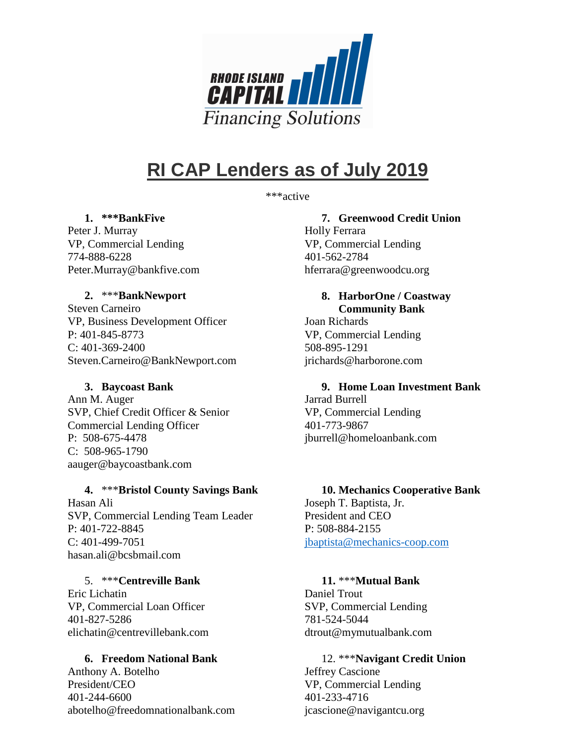# RI CAP Lenders as of July 2019

\*\*\*active

1. **\*\*\*BankFive**
Peter J. Murray
VP, Commercial Lending
774-888-6228
Peter.Murray@bankfive.com

2. \*\*\***BankNewport**
Steven Carneiro
VP, Business Development Officer
P: 401-845-8773
C: 401-369-2400
Steven.Carneiro@BankNewport.com

3. **Baycoast Bank**
Ann M. Auger
SVP, Chief Credit Officer & Senior Commercial Lending Officer
P: 508-675-4478
C: 508-965-1790
aauger@baycoastbank.com

4. \*\*\***Bristol County Savings Bank**
Hasan Ali
SVP, Commercial Lending Team Leader
P: 401-722-8845
C: 401-499-7051
hasan.ali@bcsbmail.com

5. \*\*\***Centreville Bank**
Eric Lichatin
VP, Commercial Loan Officer
401-827-5286
elichatin@centrevillebank.com

6. **Freedom National Bank**
Anthony A. Botelho
President/CEO
401-244-6600
abotelho@freedomnationalbank.com

7. **Greenwood Credit Union**
Holly Ferrara
VP, Commercial Lending
401-562-2784
hferrara@greenwoodcu.org

8. **HarborOne / Coastway Community Bank**
Joan Richards
VP, Commercial Lending
508-895-1291
jrichards@harborone.com

9. **Home Loan Investment Bank**
Jarrad Burrell
VP, Commercial Lending
401-773-9867
jburrell@homeloanbank.com

10. **Mechanics Cooperative Bank**
Joseph T. Baptista, Jr.
President and CEO
P: 508-884-2155
jbaptista@mechanics-coop.com

11. \*\*\***Mutual Bank**
Daniel Trout
SVP, Commercial Lending
781-524-5044
dtrout@mymutualbank.com

12. \*\*\***Navigant Credit Union**
Jeffrey Cascione
VP, Commercial Lending
401-233-4716
jcascione@navigantcu.org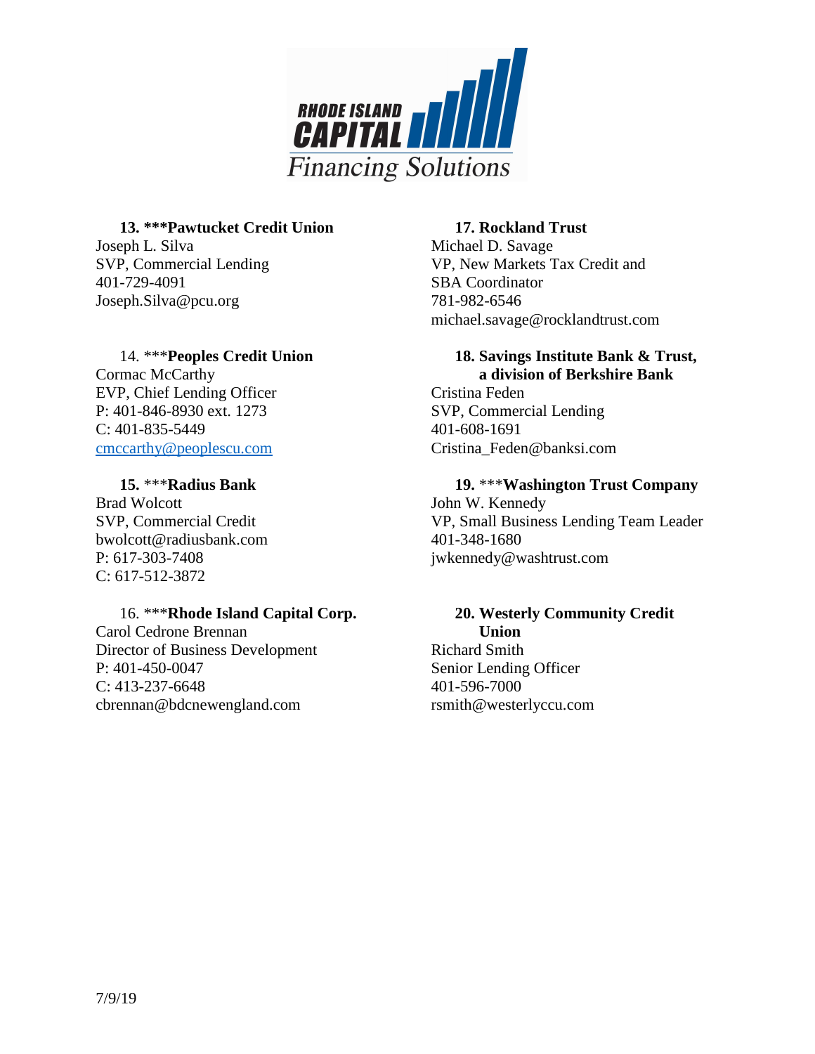**13. ***Pawtucket Credit Union**
Joseph L. Silva
SVP, Commercial Lending
401-729-4091
Joseph.Silva@pcu.org

14. *****Peoples Credit Union**
Cormac McCarthy
EVP, Chief Lending Officer
P: 401-846-8930 ext. 1273
C: 401-835-5449
cmccarthy@peoplescu.com

**15.** *****Radius Bank**
Brad Wolcott
SVP, Commercial Credit
bwolcott@radiusbank.com
P: 617-303-7408
C: 617-512-3872

16. *****Rhode Island Capital Corp.**
Carol Cedrone Brennan
Director of Business Development
P: 401-450-0047
C: 413-237-6648
cbrennan@bdcnewengland.com

**17. Rockland Trust**
Michael D. Savage
VP, New Markets Tax Credit and SBA Coordinator
781-982-6546
michael.savage@rocklandtrust.com

**18. Savings Institute Bank & Trust, a division of Berkshire Bank**
Cristina Feden
SVP, Commercial Lending
401-608-1691
Cristina_Feden@banksi.com

**19.** *****Washington Trust Company**
John W. Kennedy
VP, Small Business Lending Team Leader
401-348-1680
jwkennedy@washtrust.com

**20. Westerly Community Credit Union**
Richard Smith
Senior Lending Officer
401-596-7000
rsmith@westerlyccu.com

7/9/19